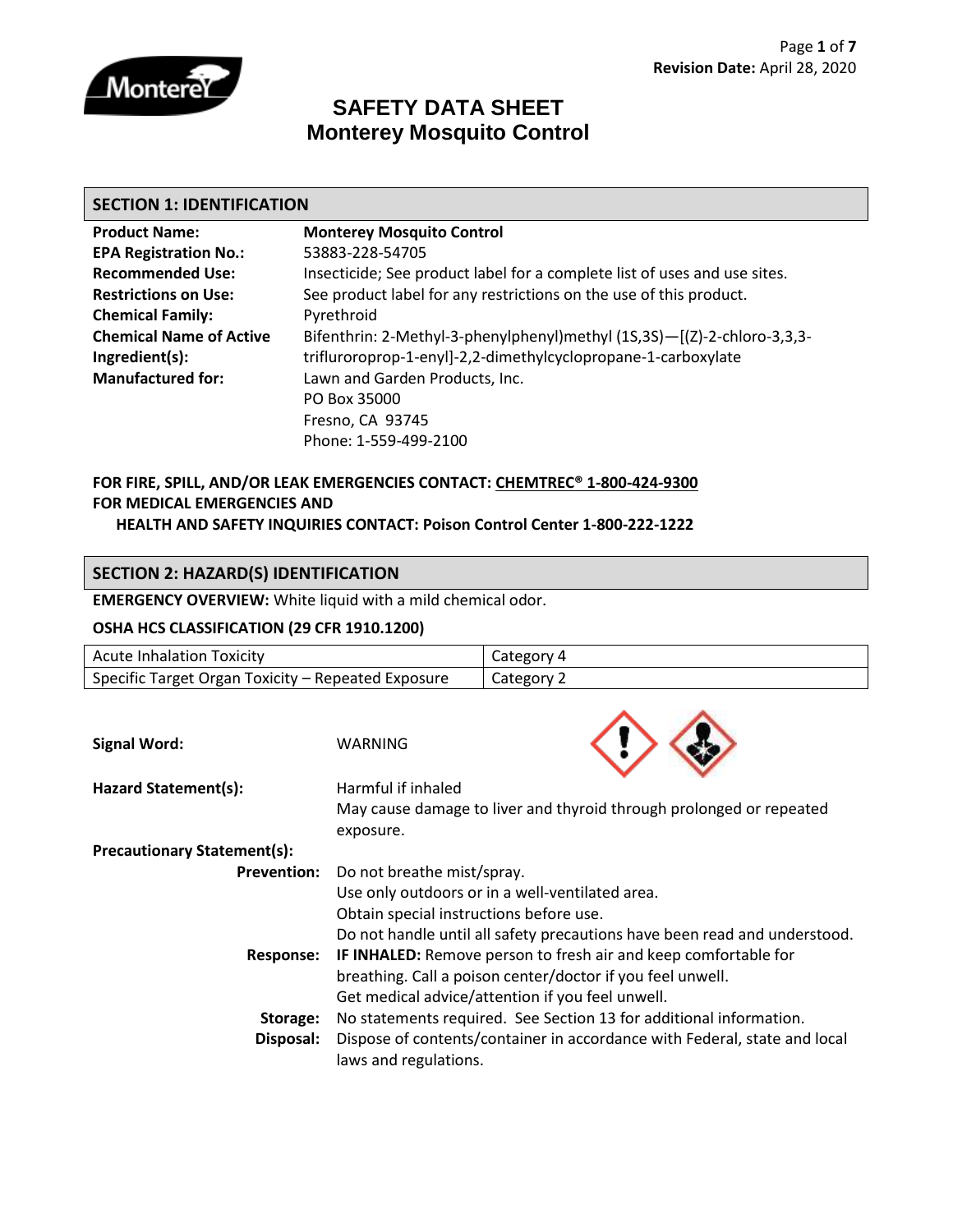Revision Date: April 28, 2020

# SAFETY DATA SHEET
# Monterey Mosquito Control

## SECTION 1: IDENTIFICATION

| | |
|---|---|
| **Product Name:** | **Monterey Mosquito Control** |
| **EPA Registration No.:** | 53883-228-54705 |
| **Recommended Use:** | Insecticide; See product label for a complete list of uses and use sites. |
| **Restrictions on Use:** | See product label for any restrictions on the use of this product. |
| **Chemical Family:** | Pyrethroid |
| **Chemical Name of Active Ingredient(s):** | Bifenthrin: 2-Methyl-3-phenylphenyl)methyl (1S,3S)—[(Z)-2-chloro-3,3,3-trifluroroprop-1-enyl]-2,2-dimethylcyclopropane-1-carboxylate |
| **Manufactured for:** | Lawn and Garden Products, Inc.<br>PO Box 35000<br>Fresno, CA 93745<br>Phone: 1-559-499-2100 |

**FOR FIRE, SPILL, AND/OR LEAK EMERGENCIES CONTACT: CHEMTREC® 1-800-424-9300**
**FOR MEDICAL EMERGENCIES AND HEALTH AND SAFETY INQUIRIES CONTACT: Poison Control Center 1-800-222-1222**

## SECTION 2: HAZARD(S) IDENTIFICATION

**EMERGENCY OVERVIEW:** White liquid with a mild chemical odor.

**OSHA HCS CLASSIFICATION (29 CFR 1910.1200)**

| | |
|---|---|
| Acute Inhalation Toxicity | Category 4 |
| Specific Target Organ Toxicity – Repeated Exposure | Category 2 |

**Signal Word:** WARNING

**Hazard Statement(s):**
Harmful if inhaled
May cause damage to liver and thyroid through prolonged or repeated exposure.

**Precautionary Statement(s):**

**Prevention:**
Do not breathe mist/spray.
Use only outdoors or in a well-ventilated area.
Obtain special instructions before use.
Do not handle until all safety precautions have been read and understood.

**Response:**
**IF INHALED:** Remove person to fresh air and keep comfortable for breathing. Call a poison center/doctor if you feel unwell.
Get medical advice/attention if you feel unwell.

**Storage:** No statements required. See Section 13 for additional information.

**Disposal:** Dispose of contents/container in accordance with Federal, state and local laws and regulations.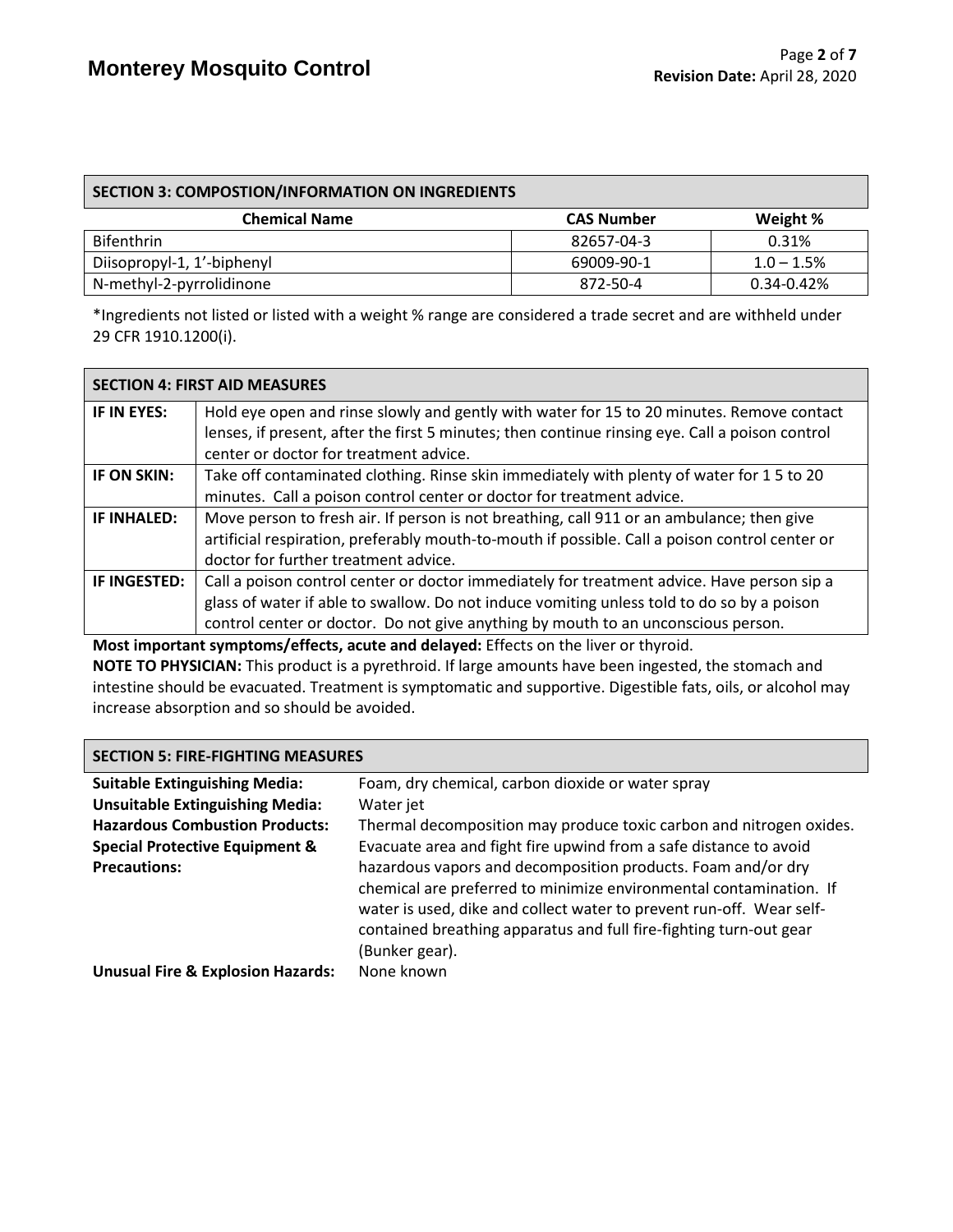## SECTION 3: COMPOSTION/INFORMATION ON INGREDIENTS

| Chemical Name | CAS Number | Weight % |
|---|---|---|
| Bifenthrin | 82657-04-3 | 0.31% |
| Diisopropyl-1, 1'-biphenyl | 69009-90-1 | 1.0 – 1.5% |
| N-methyl-2-pyrrolidinone | 872-50-4 | 0.34-0.42% |

*Ingredients not listed or listed with a weight % range are considered a trade secret and are withheld under 29 CFR 1910.1200(i).

## SECTION 4: FIRST AID MEASURES

| | |
|---|---|
| **IF IN EYES:** | Hold eye open and rinse slowly and gently with water for 15 to 20 minutes. Remove contact lenses, if present, after the first 5 minutes; then continue rinsing eye. Call a poison control center or doctor for treatment advice. |
| **IF ON SKIN:** | Take off contaminated clothing. Rinse skin immediately with plenty of water for 1 5 to 20 minutes. Call a poison control center or doctor for treatment advice. |
| **IF INHALED:** | Move person to fresh air. If person is not breathing, call 911 or an ambulance; then give artificial respiration, preferably mouth-to-mouth if possible. Call a poison control center or doctor for further treatment advice. |
| **IF INGESTED:** | Call a poison control center or doctor immediately for treatment advice. Have person sip a glass of water if able to swallow. Do not induce vomiting unless told to do so by a poison control center or doctor. Do not give anything by mouth to an unconscious person. |

**Most important symptoms/effects, acute and delayed:** Effects on the liver or thyroid.

**NOTE TO PHYSICIAN:** This product is a pyrethroid. If large amounts have been ingested, the stomach and intestine should be evacuated. Treatment is symptomatic and supportive. Digestible fats, oils, or alcohol may increase absorption and so should be avoided.

## SECTION 5: FIRE-FIGHTING MEASURES

**Suitable Extinguishing Media:** Foam, dry chemical, carbon dioxide or water spray

**Unsuitable Extinguishing Media:** Water jet

**Hazardous Combustion Products:** Thermal decomposition may produce toxic carbon and nitrogen oxides.

**Special Protective Equipment & Precautions:** Evacuate area and fight fire upwind from a safe distance to avoid hazardous vapors and decomposition products. Foam and/or dry chemical are preferred to minimize environmental contamination. If water is used, dike and collect water to prevent run-off. Wear self-contained breathing apparatus and full fire-fighting turn-out gear (Bunker gear).

**Unusual Fire & Explosion Hazards:** None known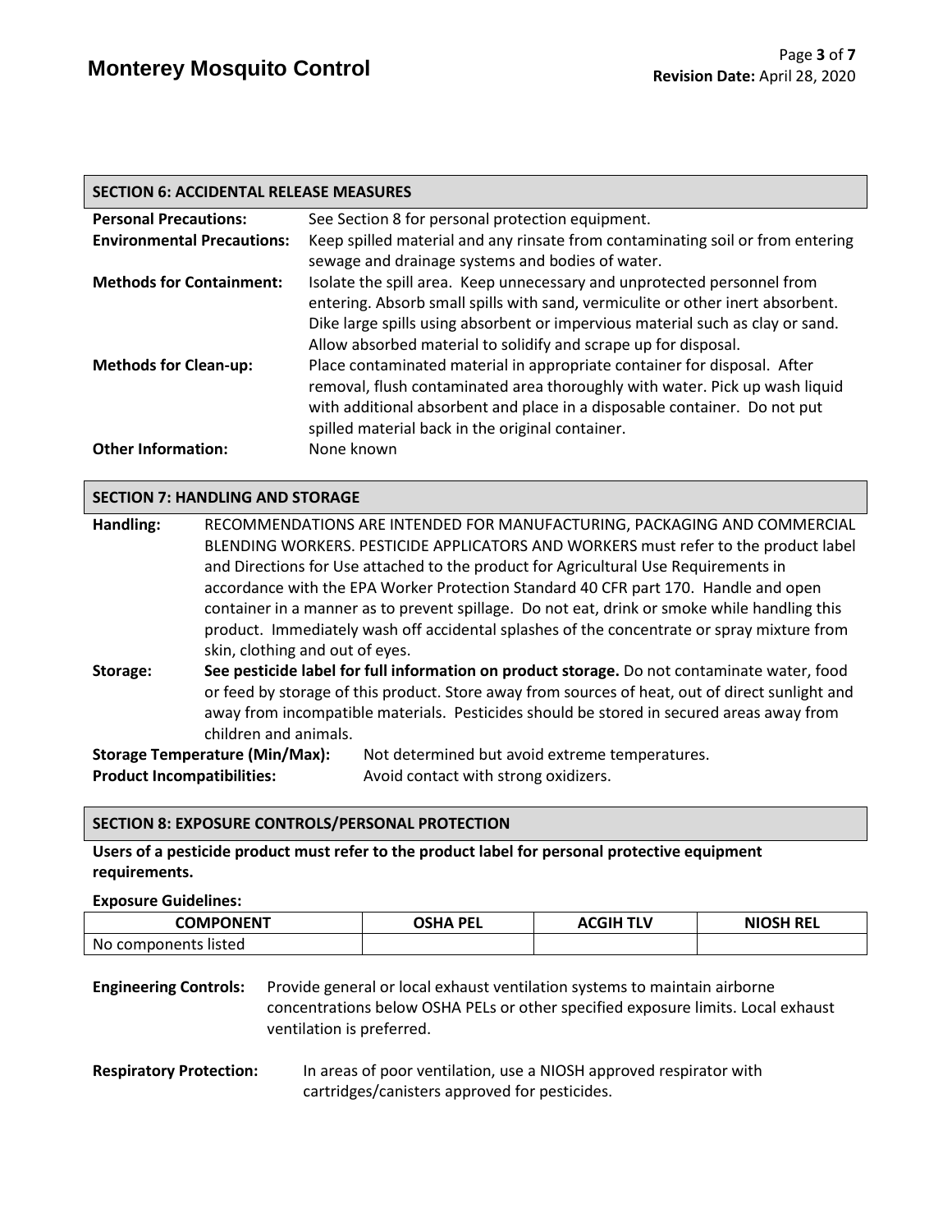## SECTION 6: ACCIDENTAL RELEASE MEASURES

**Personal Precautions:** See Section 8 for personal protection equipment.

**Environmental Precautions:** Keep spilled material and any rinsate from contaminating soil or from entering sewage and drainage systems and bodies of water.

**Methods for Containment:** Isolate the spill area. Keep unnecessary and unprotected personnel from entering. Absorb small spills with sand, vermiculite or other inert absorbent. Dike large spills using absorbent or impervious material such as clay or sand. Allow absorbed material to solidify and scrape up for disposal.

**Methods for Clean-up:** Place contaminated material in appropriate container for disposal. After removal, flush contaminated area thoroughly with water. Pick up wash liquid with additional absorbent and place in a disposable container. Do not put spilled material back in the original container.

**Other Information:** None known

## SECTION 7: HANDLING AND STORAGE

**Handling:** RECOMMENDATIONS ARE INTENDED FOR MANUFACTURING, PACKAGING AND COMMERCIAL BLENDING WORKERS. PESTICIDE APPLICATORS AND WORKERS must refer to the product label and Directions for Use attached to the product for Agricultural Use Requirements in accordance with the EPA Worker Protection Standard 40 CFR part 170. Handle and open container in a manner as to prevent spillage. Do not eat, drink or smoke while handling this product. Immediately wash off accidental splashes of the concentrate or spray mixture from skin, clothing and out of eyes.

**Storage:** **See pesticide label for full information on product storage.** Do not contaminate water, food or feed by storage of this product. Store away from sources of heat, out of direct sunlight and away from incompatible materials. Pesticides should be stored in secured areas away from children and animals.

**Storage Temperature (Min/Max):** Not determined but avoid extreme temperatures.

**Product Incompatibilities:** Avoid contact with strong oxidizers.

## SECTION 8: EXPOSURE CONTROLS/PERSONAL PROTECTION

**Users of a pesticide product must refer to the product label for personal protective equipment requirements.**

**Exposure Guidelines:**

| COMPONENT | OSHA PEL | ACGIH TLV | NIOSH REL |
|---|---|---|---|
| No components listed | | | |

**Engineering Controls:** Provide general or local exhaust ventilation systems to maintain airborne concentrations below OSHA PELs or other specified exposure limits. Local exhaust ventilation is preferred.

**Respiratory Protection:** In areas of poor ventilation, use a NIOSH approved respirator with cartridges/canisters approved for pesticides.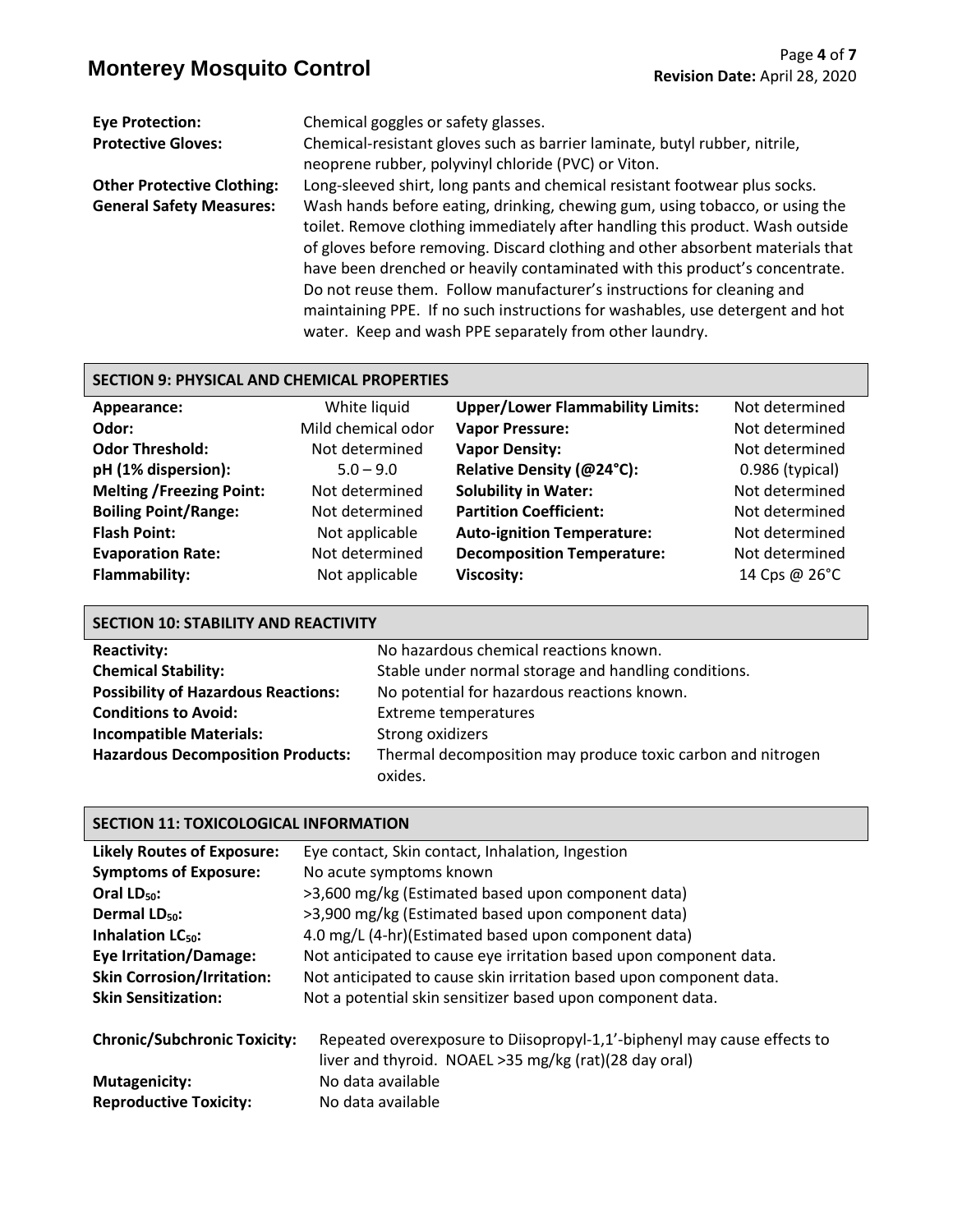**Eye Protection:** Chemical goggles or safety glasses.

**Protective Gloves:** Chemical-resistant gloves such as barrier laminate, butyl rubber, nitrile, neoprene rubber, polyvinyl chloride (PVC) or Viton.

**Other Protective Clothing:** Long-sleeved shirt, long pants and chemical resistant footwear plus socks.

**General Safety Measures:** Wash hands before eating, drinking, chewing gum, using tobacco, or using the toilet. Remove clothing immediately after handling this product. Wash outside of gloves before removing. Discard clothing and other absorbent materials that have been drenched or heavily contaminated with this product's concentrate. Do not reuse them. Follow manufacturer's instructions for cleaning and maintaining PPE. If no such instructions for washables, use detergent and hot water. Keep and wash PPE separately from other laundry.

## SECTION 9: PHYSICAL AND CHEMICAL PROPERTIES

| Property | Value | Property | Value |
|---|---|---|---|
| **Appearance:** | White liquid | **Upper/Lower Flammability Limits:** | Not determined |
| **Odor:** | Mild chemical odor | **Vapor Pressure:** | Not determined |
| **Odor Threshold:** | Not determined | **Vapor Density:** | Not determined |
| **pH (1% dispersion):** | 5.0 – 9.0 | **Relative Density (@24°C):** | 0.986 (typical) |
| **Melting /Freezing Point:** | Not determined | **Solubility in Water:** | Not determined |
| **Boiling Point/Range:** | Not determined | **Partition Coefficient:** | Not determined |
| **Flash Point:** | Not applicable | **Auto-ignition Temperature:** | Not determined |
| **Evaporation Rate:** | Not determined | **Decomposition Temperature:** | Not determined |
| **Flammability:** | Not applicable | **Viscosity:** | 14 Cps @ 26°C |

## SECTION 10: STABILITY AND REACTIVITY

**Reactivity:** No hazardous chemical reactions known.

**Chemical Stability:** Stable under normal storage and handling conditions.

**Possibility of Hazardous Reactions:** No potential for hazardous reactions known.

**Conditions to Avoid:** Extreme temperatures

**Incompatible Materials:** Strong oxidizers

**Hazardous Decomposition Products:** Thermal decomposition may produce toxic carbon and nitrogen oxides.

## SECTION 11: TOXICOLOGICAL INFORMATION

**Likely Routes of Exposure:** Eye contact, Skin contact, Inhalation, Ingestion

**Symptoms of Exposure:** No acute symptoms known

**Oral $LD_{50}$:** >3,600 mg/kg (Estimated based upon component data)

**Dermal $LD_{50}$:** >3,900 mg/kg (Estimated based upon component data)

**Inhalation $LC_{50}$:** 4.0 mg/L (4-hr)(Estimated based upon component data)

**Eye Irritation/Damage:** Not anticipated to cause eye irritation based upon component data.

**Skin Corrosion/Irritation:** Not anticipated to cause skin irritation based upon component data.

**Skin Sensitization:** Not a potential skin sensitizer based upon component data.

**Chronic/Subchronic Toxicity:** Repeated overexposure to Diisopropyl-1,1'-biphenyl may cause effects to liver and thyroid. NOAEL >35 mg/kg (rat)(28 day oral)

**Mutagenicity:** No data available

**Reproductive Toxicity:** No data available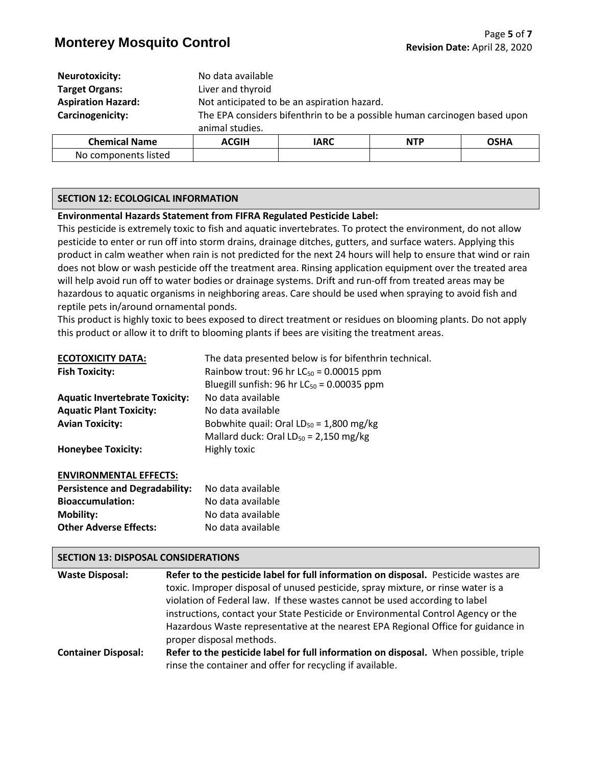**Neurotoxicity:** No data available

**Target Organs:** Liver and thyroid

**Aspiration Hazard:** Not anticipated to be an aspiration hazard.

**Carcinogenicity:** The EPA considers bifenthrin to be a possible human carcinogen based upon animal studies.

| Chemical Name | ACGIH | IARC | NTP | OSHA |
|---|---|---|---|---|
| No components listed | | | | |

## SECTION 12: ECOLOGICAL INFORMATION

**Environmental Hazards Statement from FIFRA Regulated Pesticide Label:**

This pesticide is extremely toxic to fish and aquatic invertebrates. To protect the environment, do not allow pesticide to enter or run off into storm drains, drainage ditches, gutters, and surface waters. Applying this product in calm weather when rain is not predicted for the next 24 hours will help to ensure that wind or rain does not blow or wash pesticide off the treatment area. Rinsing application equipment over the treated area will help avoid run off to water bodies or drainage systems. Drift and run-off from treated areas may be hazardous to aquatic organisms in neighboring areas. Care should be used when spraying to avoid fish and reptile pets in/around ornamental ponds.

This product is highly toxic to bees exposed to direct treatment or residues on blooming plants. Do not apply this product or allow it to drift to blooming plants if bees are visiting the treatment areas.

**ECOTOXICITY DATA:** The data presented below is for bifenthrin technical.

**Fish Toxicity:** Rainbow trout: 96 hr $LC_{50}$ = 0.00015 ppm
Bluegill sunfish: 96 hr $LC_{50}$ = 0.00035 ppm

**Aquatic Invertebrate Toxicity:** No data available

**Aquatic Plant Toxicity:** No data available

**Avian Toxicity:** Bobwhite quail: Oral $LD_{50}$ = 1,800 mg/kg
Mallard duck: Oral $LD_{50}$ = 2,150 mg/kg

**Honeybee Toxicity:** Highly toxic

**ENVIRONMENTAL EFFECTS:**

**Persistence and Degradability:** No data available

**Bioaccumulation:** No data available

**Mobility:** No data available

**Other Adverse Effects:** No data available

## SECTION 13: DISPOSAL CONSIDERATIONS

**Waste Disposal:** **Refer to the pesticide label for full information on disposal.** Pesticide wastes are toxic. Improper disposal of unused pesticide, spray mixture, or rinse water is a violation of Federal law. If these wastes cannot be used according to label instructions, contact your State Pesticide or Environmental Control Agency or the Hazardous Waste representative at the nearest EPA Regional Office for guidance in proper disposal methods.

**Container Disposal:** **Refer to the pesticide label for full information on disposal.** When possible, triple rinse the container and offer for recycling if available.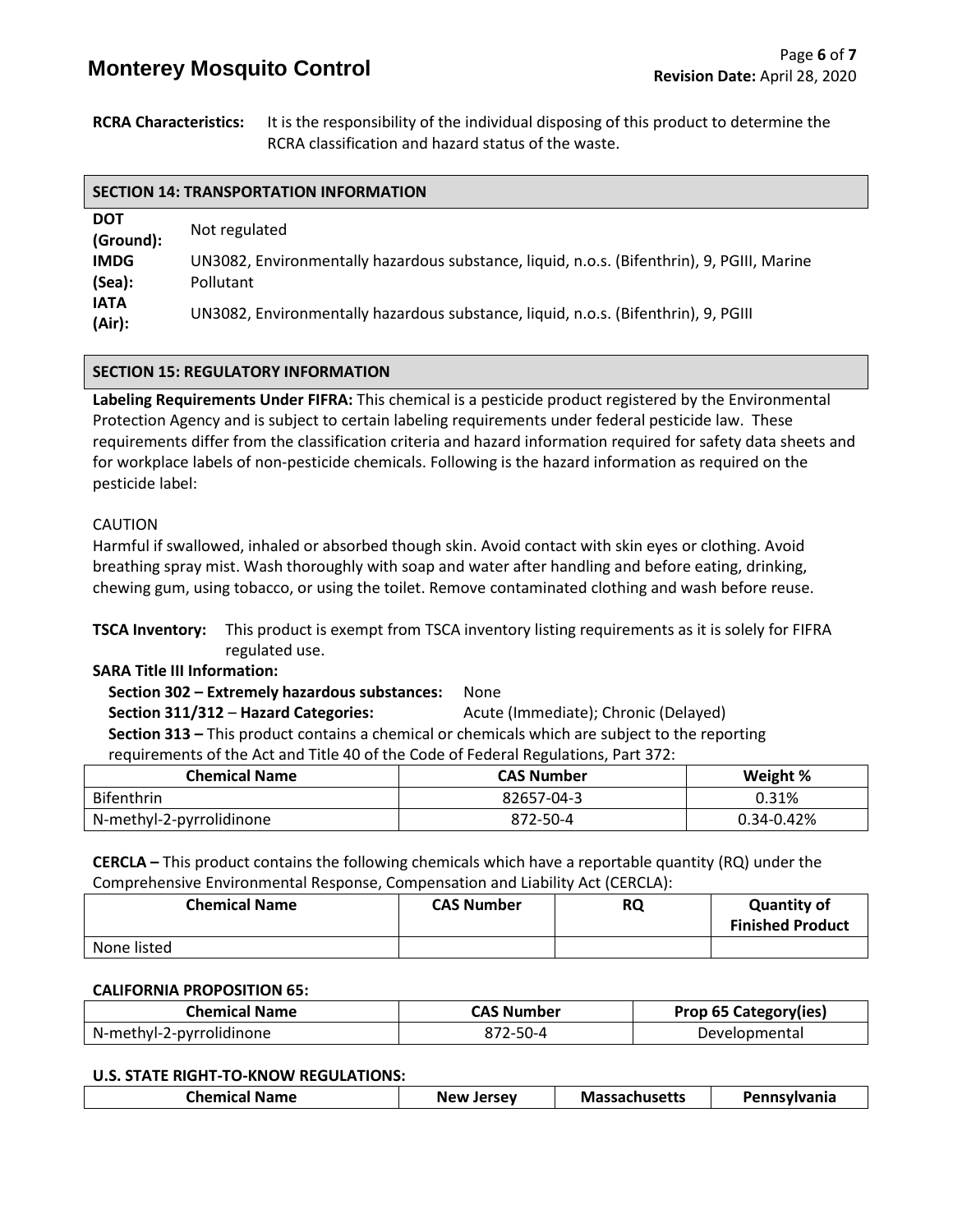**RCRA Characteristics:** It is the responsibility of the individual disposing of this product to determine the RCRA classification and hazard status of the waste.

## SECTION 14: TRANSPORTATION INFORMATION

**DOT (Ground):** Not regulated

**IMDG (Sea):** UN3082, Environmentally hazardous substance, liquid, n.o.s. (Bifenthrin), 9, PGIII, Marine Pollutant

**IATA (Air):** UN3082, Environmentally hazardous substance, liquid, n.o.s. (Bifenthrin), 9, PGIII

## SECTION 15: REGULATORY INFORMATION

**Labeling Requirements Under FIFRA:** This chemical is a pesticide product registered by the Environmental Protection Agency and is subject to certain labeling requirements under federal pesticide law. These requirements differ from the classification criteria and hazard information required for safety data sheets and for workplace labels of non-pesticide chemicals. Following is the hazard information as required on the pesticide label:

CAUTION

Harmful if swallowed, inhaled or absorbed though skin. Avoid contact with skin eyes or clothing. Avoid breathing spray mist. Wash thoroughly with soap and water after handling and before eating, drinking, chewing gum, using tobacco, or using the toilet. Remove contaminated clothing and wash before reuse.

**TSCA Inventory:** This product is exempt from TSCA inventory listing requirements as it is solely for FIFRA regulated use.

**SARA Title III Information:**

**Section 302 – Extremely hazardous substances:** None

**Section 311/312 – Hazard Categories:** Acute (Immediate); Chronic (Delayed)

**Section 313 –** This product contains a chemical or chemicals which are subject to the reporting requirements of the Act and Title 40 of the Code of Federal Regulations, Part 372:

| Chemical Name | CAS Number | Weight % |
|---|---|---|
| Bifenthrin | 82657-04-3 | 0.31% |
| N-methyl-2-pyrrolidinone | 872-50-4 | 0.34-0.42% |

**CERCLA –** This product contains the following chemicals which have a reportable quantity (RQ) under the Comprehensive Environmental Response, Compensation and Liability Act (CERCLA):

| Chemical Name | CAS Number | RQ | Quantity of Finished Product |
|---|---|---|---|
| None listed | | | |

**CALIFORNIA PROPOSITION 65:**

| Chemical Name | CAS Number | Prop 65 Category(ies) |
|---|---|---|
| N-methyl-2-pyrrolidinone | 872-50-4 | Developmental |

**U.S. STATE RIGHT-TO-KNOW REGULATIONS:**

| Chemical Name | New Jersey | Massachusetts | Pennsylvania |
|---|---|---|---|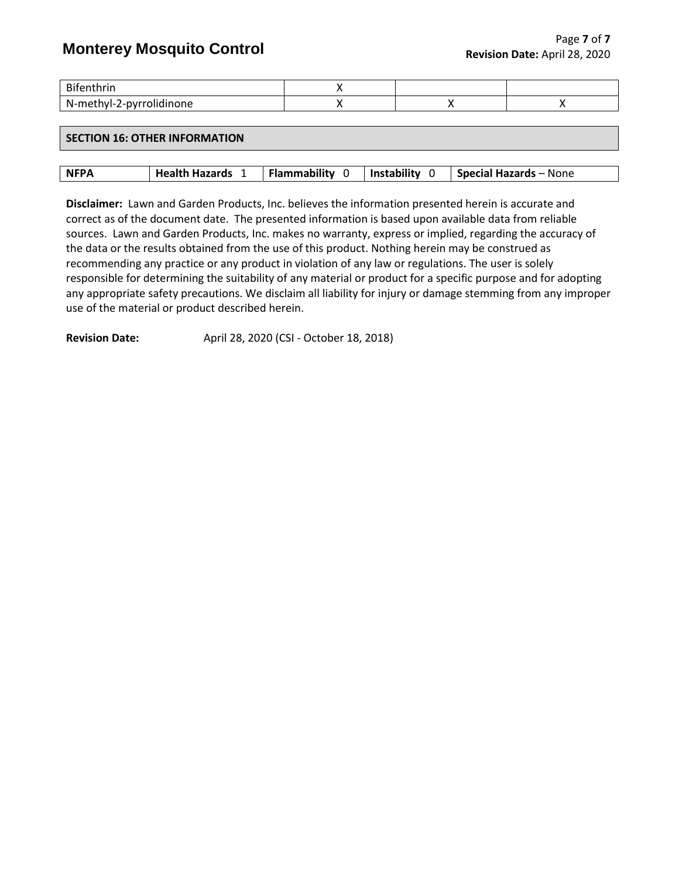| | | | |
|---|---|---|---|
| Bifenthrin | X | | |
| N-methyl-2-pyrrolidinone | X | X | X |

## SECTION 16: OTHER INFORMATION

| | | | | |
|---|---|---|---|---|
| **NFPA** | **Health Hazards** 1 | **Flammability** 0 | **Instability** 0 | **Special Hazards** – None |

**Disclaimer:** Lawn and Garden Products, Inc. believes the information presented herein is accurate and correct as of the document date. The presented information is based upon available data from reliable sources. Lawn and Garden Products, Inc. makes no warranty, express or implied, regarding the accuracy of the data or the results obtained from the use of this product. Nothing herein may be construed as recommending any practice or any product in violation of any law or regulations. The user is solely responsible for determining the suitability of any material or product for a specific purpose and for adopting any appropriate safety precautions. We disclaim all liability for injury or damage stemming from any improper use of the material or product described herein.

**Revision Date:** April 28, 2020 (CSI - October 18, 2018)